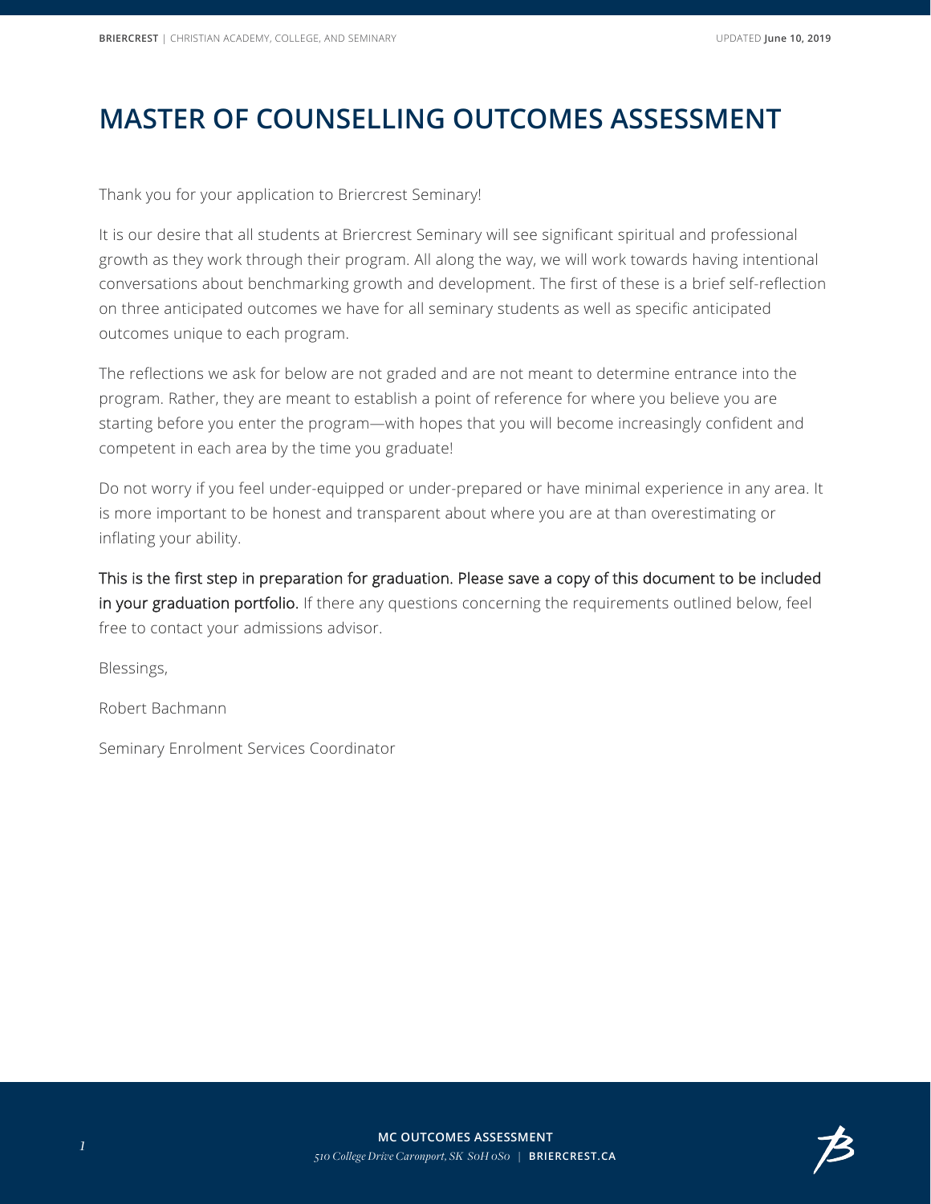# MASTER OF COUNSELLING OUTCOMES ASSESSMENT

Thank you for your application to Briercrest Seminary!

It is our desire that all students at Briercrest Seminary will see significant spiritual and professional growth as they work through their program. All along the way, we will work towards having intentional conversations about benchmarking growth and development. The first of these is a brief self-reflection on three anticipated outcomes we have for all seminary students as well as specific anticipated outcomes unique to each program.

The reflections we ask for below are not graded and are not meant to determine entrance into the program. Rather, they are meant to establish a point of reference for where you believe you are starting before you enter the program—with hopes that you will become increasingly confident and competent in each area by the time you graduate!

Do not worry if you feel under-equipped or under-prepared or have minimal experience in any area. It is more important to be honest and transparent about where you are at than overestimating or inflating your ability.

This is the first step in preparation for graduation. Please save a copy of this document to be included in your graduation portfolio. If there any questions concerning the requirements outlined below, feel free to contact your admissions advisor.

Blessings,

Robert Bachmann

Seminary Enrolment Services Coordinator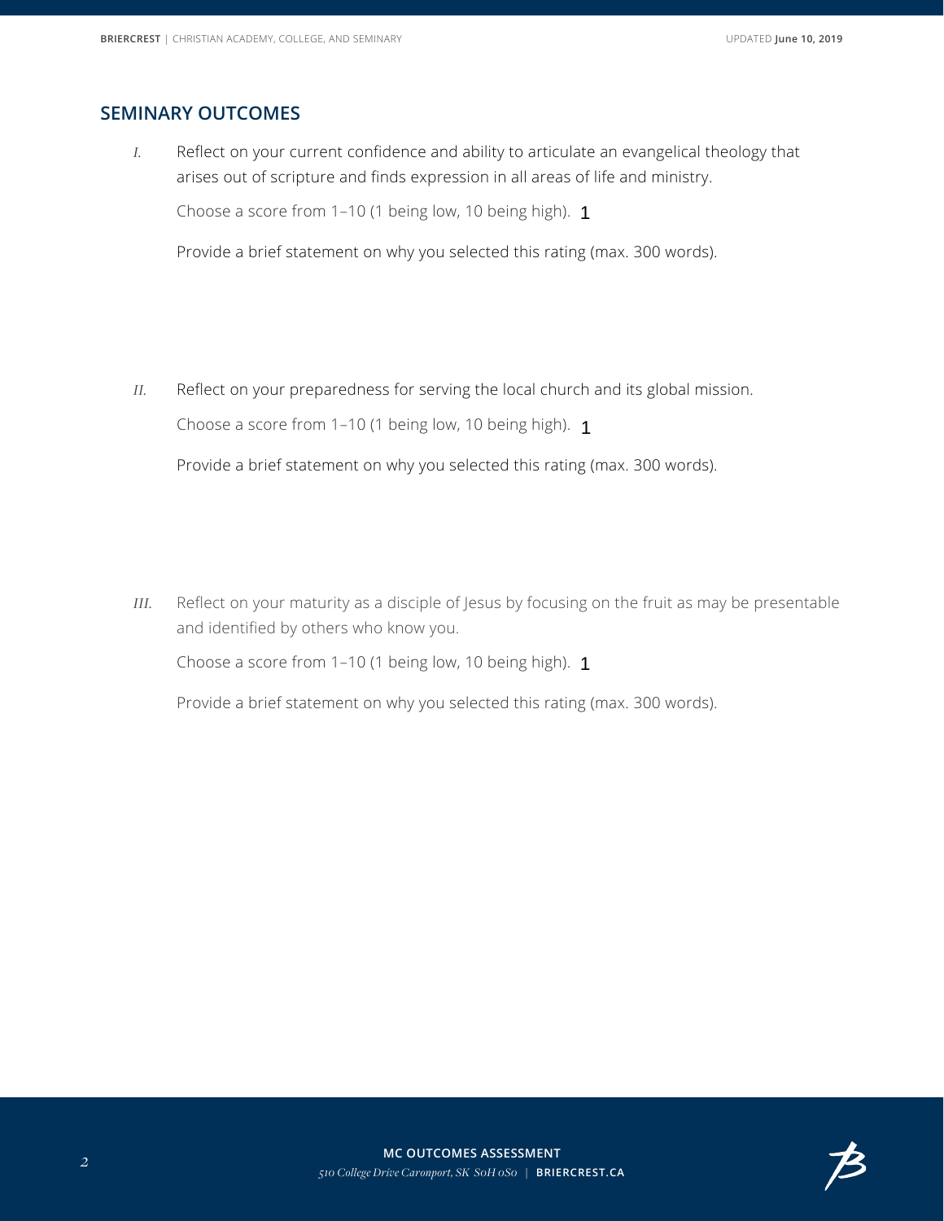## SEMINARY OUTCOMES

*I.* Reflect on your current confidence and ability to articulate an evangelical theology that arises out of scripture and finds expression in all areas of life and ministry.

Choose a score from 1–10 (1 being low, 10 being high). 1

Provide a brief statement on why you selected this rating (max. 300 words).

*II.* Reflect on your preparedness for serving the local church and its global mission.

Choose a score from 1–10 (1 being low, 10 being high). 1

Provide a brief statement on why you selected this rating (max. 300 words).

*III.* Reflect on your maturity as a disciple of Jesus by focusing on the fruit as may be presentable and identified by others who know you.

Choose a score from 1–10 (1 being low, 10 being high). 1

Provide a brief statement on why you selected this rating (max. 300 words).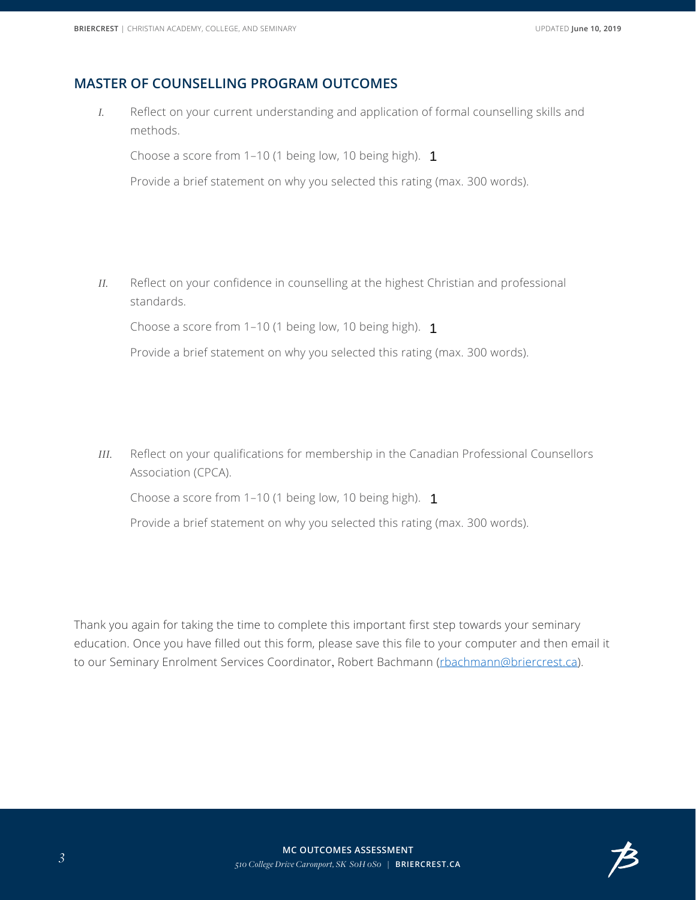## MASTER OF COUNSELLING PROGRAM OUTCOMES

*I.* Reflect on your current understanding and application of formal counselling skills and methods.

Choose a score from 1–10 (1 being low, 10 being high). 1

Provide a brief statement on why you selected this rating (max. 300 words).

*II.* Reflect on your confidence in counselling at the highest Christian and professional standards.

Choose a score from 1–10 (1 being low, 10 being high). 1

Provide a brief statement on why you selected this rating (max. 300 words).

*III.* Reflect on your qualifications for membership in the Canadian Professional Counsellors Association (CPCA).

Choose a score from 1–10 (1 being low, 10 being high). 1

Provide a brief statement on why you selected this rating (max. 300 words).

Thank you again for taking the time to complete this important first step towards your seminary education. Once you have filled out this form, please save this file to your computer and then email it to our Seminary Enrolment Services Coordinator, Robert Bachmann (rbachmann@briercrest.ca).